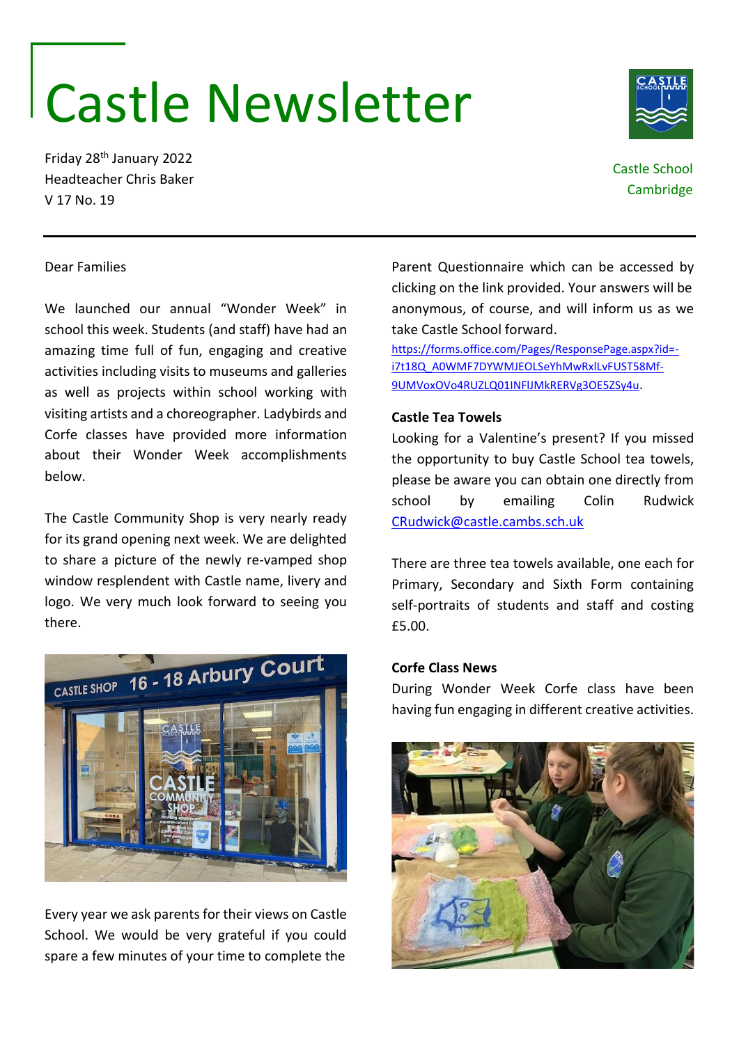# Castle Newsletter

Friday 28th January 2022
Headteacher Chris Baker
V 17 No. 19

Castle School
Cambridge

Dear Families

We launched our annual "Wonder Week" in school this week. Students (and staff) have had an amazing time full of fun, engaging and creative activities including visits to museums and galleries as well as projects within school working with visiting artists and a choreographer. Ladybirds and Corfe classes have provided more information about their Wonder Week accomplishments below.

The Castle Community Shop is very nearly ready for its grand opening next week. We are delighted to share a picture of the newly re-vamped shop window resplendent with Castle name, livery and logo. We very much look forward to seeing you there.

Every year we ask parents for their views on Castle School. We would be very grateful if you could spare a few minutes of your time to complete the Parent Questionnaire which can be accessed by clicking on the link provided. Your answers will be anonymous, of course, and will inform us as we take Castle School forward.

https://forms.office.com/Pages/ResponsePage.aspx?id=-i7t18Q_A0WMF7DYWMJEOLSeYhMwRxlLvFUST58Mf-9UMVoxOVo4RUZLQ01INFlJMkRERVg3OE5ZSy4u.

**Castle Tea Towels**

Looking for a Valentine's present? If you missed the opportunity to buy Castle School tea towels, please be aware you can obtain one directly from school by emailing Colin Rudwick CRudwick@castle.cambs.sch.uk

There are three tea towels available, one each for Primary, Secondary and Sixth Form containing self-portraits of students and staff and costing £5.00.

**Corfe Class News**

During Wonder Week Corfe class have been having fun engaging in different creative activities.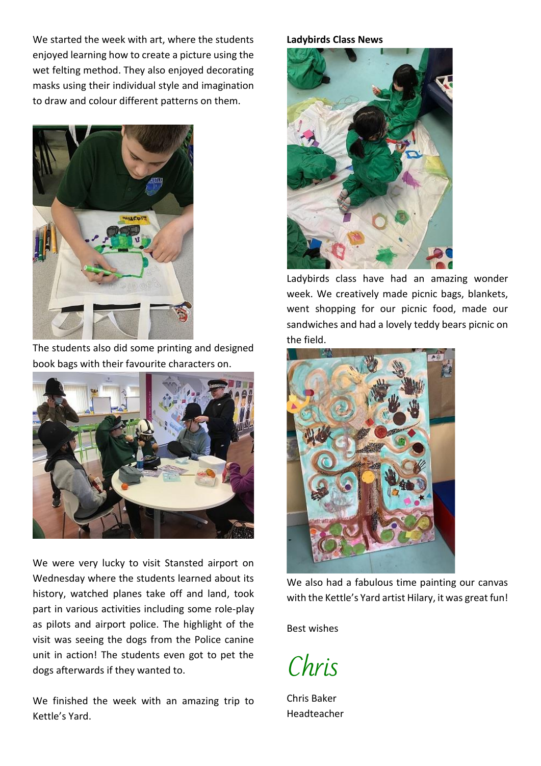We started the week with art, where the students enjoyed learning how to create a picture using the wet felting method. They also enjoyed decorating masks using their individual style and imagination to draw and colour different patterns on them.

The students also did some printing and designed book bags with their favourite characters on.

We were very lucky to visit Stansted airport on Wednesday where the students learned about its history, watched planes take off and land, took part in various activities including some role-play as pilots and airport police. The highlight of the visit was seeing the dogs from the Police canine unit in action! The students even got to pet the dogs afterwards if they wanted to.

We finished the week with an amazing trip to Kettle's Yard.

**Ladybirds Class News**

Ladybirds class have had an amazing wonder week. We creatively made picnic bags, blankets, went shopping for our picnic food, made our sandwiches and had a lovely teddy bears picnic on the field.

We also had a fabulous time painting our canvas with the Kettle's Yard artist Hilary, it was great fun!

Best wishes

*Chris*

Chris Baker
Headteacher